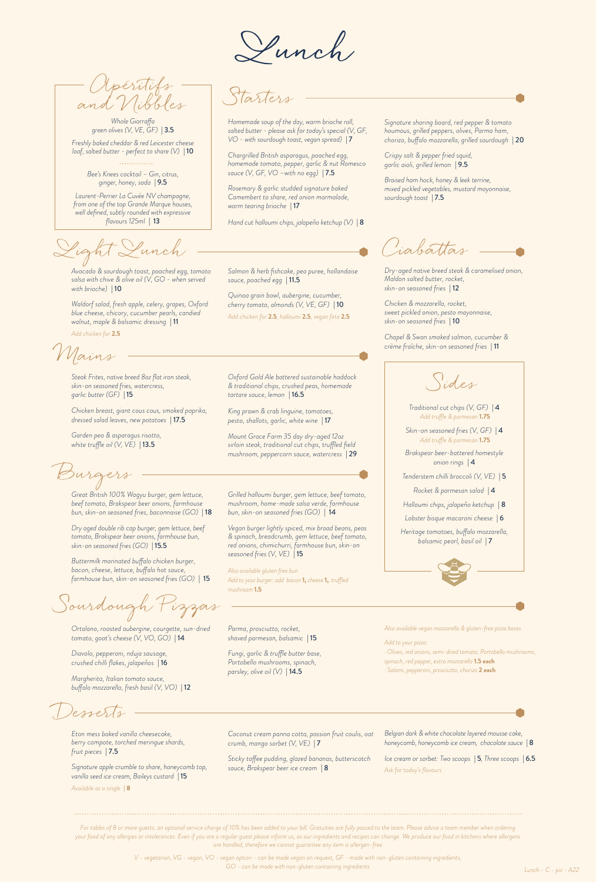# Lunch

## Apéritifs and Nibbles

Whole Giarraffa green olives (V, VE, GF) | 3.5

Freshly baked cheddar & red Leicester cheese loaf, salted butter - perfect to share (V) | 10

Bee's Knees cocktail – Gin, citrus, ginger, honey, soda | 9.5

Laurent-Perrier La Cuvée NV champagne, from one of the top Grande Marque houses, well defined, subtly rounded with expressive flavours 125ml | 13

## Starters

Homemade soup of the day, warm brioche roll, salted butter - please ask for today's special (V, GF, VO - with sourdough toast, vegan spread) | 7

Chargrilled British asparagus, poached egg, homemade tomato, pepper, garlic & nut Romesco sauce (V, GF, VO –with no egg) | 7.5

Rosemary & garlic studded signature baked Camembert to share, red onion marmalade, warm tearing brioche | 17

Hand cut halloumi chips, jalapeño ketchup (V) | 8

Signature sharing board, red pepper & tomato houmous, grilled peppers, olives, Parma ham, chorizo, buffalo mozzarella, grilled sourdough | 20

Crispy salt & pepper fried squid, garlic aioli, grilled lemon | 9.5

Braised ham hock, honey & leek terrine, mixed pickled vegetables, mustard mayonnaise, sourdough toast | 7.5

## Light Lunch

Avocado & sourdough toast, poached egg, tomato salsa with chive & olive oil (V, GO - when served with brioche) | 10

Waldorf salad, fresh apple, celery, grapes, Oxford blue cheese, chicory, cucumber pearls, candied walnut, maple & balsamic dressing | 11

Add chicken for **2.5**

Salmon & herb fishcake, pea puree, hollandaise sauce, poached egg | 11.5

Quinoa grain bowl, aubergine, cucumber, cherry tomato, almonds (V, VE, GF) | 10

Add chicken for **2.5**, halloumi **2.5**, vegan feta **2.5**

## Ciabattas

Dry-aged native breed steak & caramelised onion, Maldon salted butter, rocket, skin-on seasoned fries | 12

Chicken & mozzarella, rocket, sweet pickled onion, pesto mayonnaise, skin-on seasoned fries | 10

Chapel & Swan smoked salmon, cucumber & crème fraîche, skin-on seasoned fries | 11

## Mains

Steak Frites, native breed 8oz flat iron steak, skin-on seasoned fries, watercress, garlic butter (GF) | 15

Chicken breast, giant cous cous, smoked paprika, dressed salad leaves, new potatoes | 17.5

Garden pea & asparagus risotto, white truffle oil (V, VE) | 13.5

Oxford Gold Ale battered sustainable haddock & traditional chips, crushed peas, homemade tartare sauce, lemon | 16.5

King prawn & crab linguine, tomatoes, pesto, shallots, garlic, white wine | 17

Mount Grace Farm 35 day dry-aged 12oz sirloin steak, traditional cut chips, truffled field mushroom, peppercorn sauce, watercress | 29

## Sides

Traditional cut chips (V, GF) | 4
Add truffle & parmesan **1.75**

Skin-on seasoned fries (V, GF) | 4
Add truffle & parmesan **1.75**

Brakspear beer-battered homestyle onion rings | 4

Tenderstem chilli broccoli (V, VE) | 5

Rocket & parmesan salad | 4

Halloumi chips, jalapeño ketchup | 8

Lobster bisque macaroni cheese | 6

Heritage tomatoes, buffalo mozzarella, balsamic pearl, basil oil | 7

## Burgers

Great British 100% Wagyu burger, gem lettuce, beef tomato, Brakspear beer onions, farmhouse bun, skin-on seasoned fries, baconnaise (GO) | 18

Dry aged double rib cap burger, gem lettuce, beef tomato, Brakspear beer onions, farmhouse bun, skin-on seasoned fries (GO) | 15.5

Buttermilk marinated buffalo chicken burger, bacon, cheese, lettuce, buffalo hot sauce, farmhouse bun, skin-on seasoned fries (GO) | 15

Grilled halloumi burger, gem lettuce, beef tomato, mushroom, home-made salsa verde, farmhouse bun, skin-on seasoned fries (GO) | 14

Vegan burger lightly spiced, mix broad beans, peas & spinach, breadcrumb, gem lettuce, beef tomato, red onions, chimichurri, farmhouse bun, skin-on seasoned fries (V, VE) | 15

Also available gluten free bun

Add to your burger: add bacon **1**, cheese **1**, truffled mushroom **1.5**

## Sourdough Pizzas

Ortalano, roasted aubergine, courgette, sun-dried tomato, goat's cheese (V, VO, GO) | 14

Diavolo, pepperoni, nduja sausage, crushed chilli flakes, jalapeños | 16

Margherita, Italian tomato sauce, buffalo mozzarella, fresh basil (V, VO) | 12

Parma, prosciutto, rocket, shaved parmesan, balsamic | 15

Fungi, garlic & truffle butter base, Portobello mushrooms, spinach, parsley, olive oil (V) | 14.5

Also available vegan mozzarella & gluten-free pizza bases

Add to your pizza:

- Olives, red onions, semi-dried tomato, Portobello mushrooms, spinach, red pepper, extra mozzarella **1.5 each**
- Salami, pepperoni, prosciutto, chorizo **2 each**

## Desserts

Eton mess baked vanilla cheesecake, berry compote, torched meringue shards, fruit pieces | 7.5

Signature apple crumble to share, honeycomb top, vanilla seed ice cream, Baileys custard | 15

Available as a single | **8**

Coconut cream panna cotta, passion fruit coulis, oat crumb, mango sorbet (V, VE) | 7

Sticky toffee pudding, glazed bananas, butterscotch sauce, Brakspear beer ice cream | 8

Belgian dark & white chocolate layered mousse cake, honeycomb, honeycomb ice cream, chocolate sauce | 8

Ice cream or sorbet: Two scoops | 5, Three scoops | 6.5

Ask for today's flavours

*For tables of 8 or more guests, an optional service charge of 10% has been added to your bill. Gratuities are fully passed to the team. Please advise a team member when ordering your food of any allergies or intolerances. Even if you are a regular guest please inform us, as our ingredients and recipes can change. We produce our food in kitchens where allergens are handled, therefore we cannot guarantee any item is allergen-free*

*V - vegetarian, VG - vegan, VO - vegan option - can be made vegan on request, GF - made with non-gluten containing ingredients, GO - can be made with non-gluten containing ingredients*

Lunch - C - piz - A22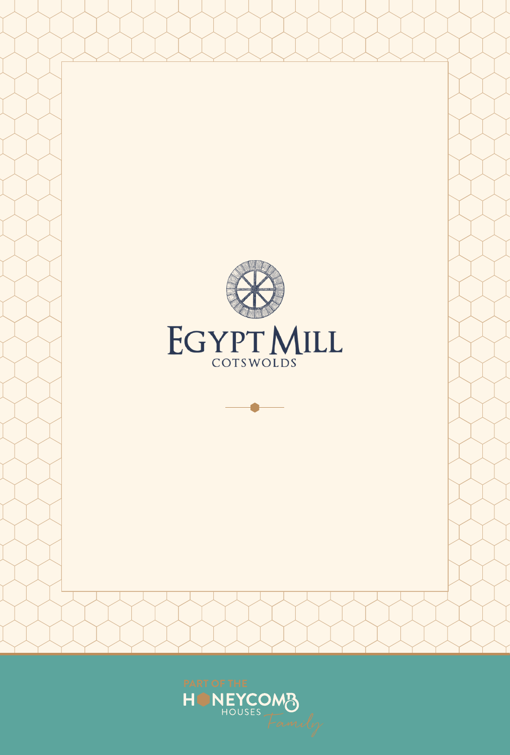# EGYPT MILL

COTSWOLDS

PART OF THE HONEYCOMB HOUSES *Family*